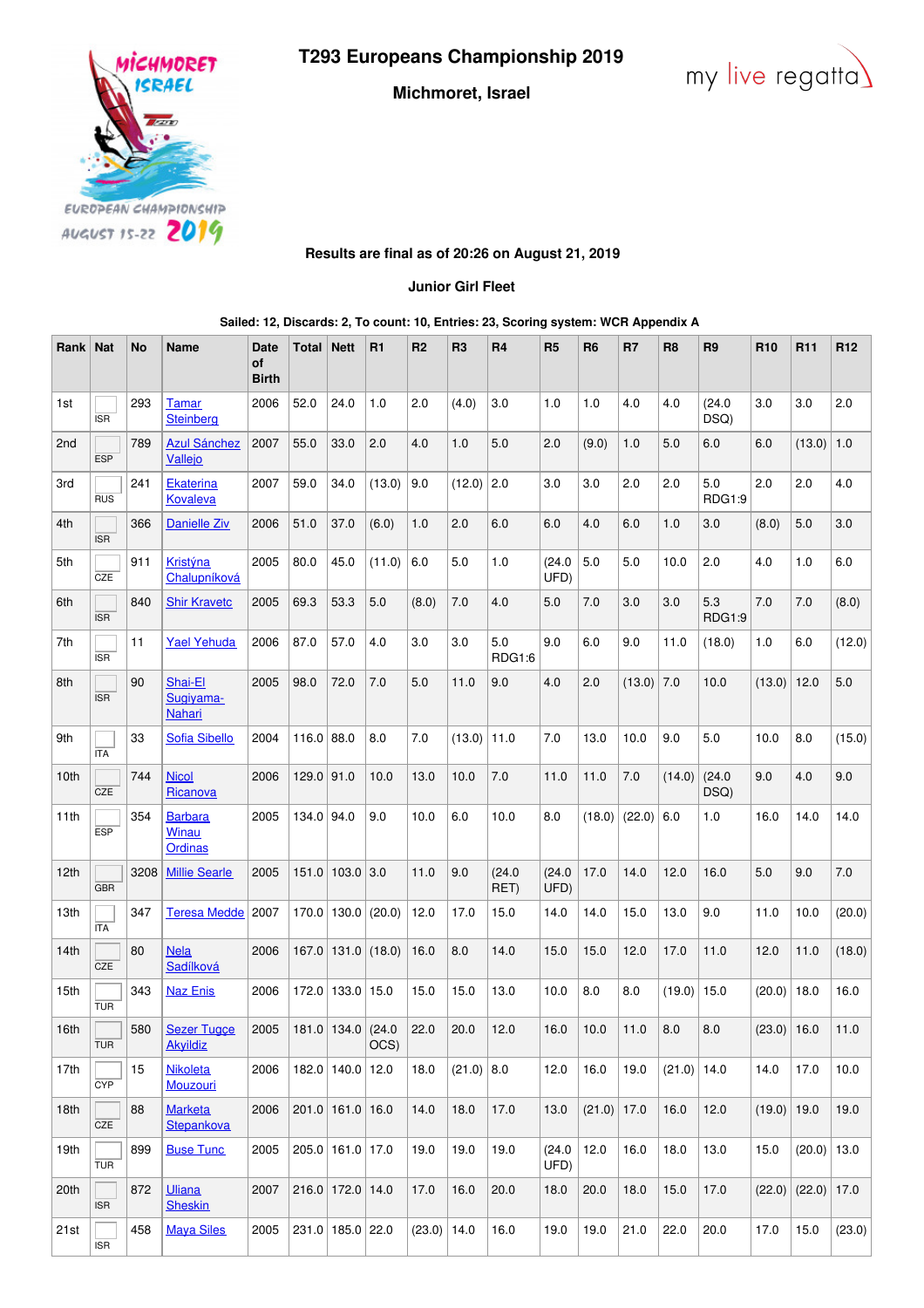# T293 Europeans Championship 2019

## Michmoret, Israel

**Results are final as of 20:26 on August 21, 2019**

**Junior Girl Fleet**

**Sailed: 12, Discards: 2, To count: 10, Entries: 23, Scoring system: WCR Appendix A**

| Rank | Nat | No | Name | Date of Birth | Total | Nett | R1 | R2 | R3 | R4 | R5 | R6 | R7 | R8 | R9 | R10 | R11 | R12 |
|---|---|---|---|---|---|---|---|---|---|---|---|---|---|---|---|---|---|---|
| 1st | ISR | 293 | Tamar Steinberg | 2006 | 52.0 | 24.0 | 1.0 | 2.0 | (4.0) | 3.0 | 1.0 | 1.0 | 4.0 | 4.0 | (24.0 DSQ) | 3.0 | 3.0 | 2.0 |
| 2nd | ESP | 789 | Azul Sánchez Vallejo | 2007 | 55.0 | 33.0 | 2.0 | 4.0 | 1.0 | 5.0 | 2.0 | (9.0) | 1.0 | 5.0 | 6.0 | 6.0 | (13.0) | 1.0 |
| 3rd | RUS | 241 | Ekaterina Kovaleva | 2007 | 59.0 | 34.0 | (13.0) | 9.0 | (12.0) | 2.0 | 3.0 | 3.0 | 2.0 | 2.0 | 5.0 RDG1:9 | 2.0 | 2.0 | 4.0 |
| 4th | ISR | 366 | Danielle Ziv | 2006 | 51.0 | 37.0 | (6.0) | 1.0 | 2.0 | 6.0 | 6.0 | 4.0 | 6.0 | 1.0 | 3.0 | (8.0) | 5.0 | 3.0 |
| 5th | CZE | 911 | Kristýna Chalupníková | 2005 | 80.0 | 45.0 | (11.0) | 6.0 | 5.0 | 1.0 | (24.0 UFD) | 5.0 | 5.0 | 10.0 | 2.0 | 4.0 | 1.0 | 6.0 |
| 6th | ISR | 840 | Shir Kravetc | 2005 | 69.3 | 53.3 | 5.0 | (8.0) | 7.0 | 4.0 | 5.0 | 7.0 | 3.0 | 3.0 | 5.3 RDG1:9 | 7.0 | 7.0 | (8.0) |
| 7th | ISR | 11 | Yael Yehuda | 2006 | 87.0 | 57.0 | 4.0 | 3.0 | 3.0 | 5.0 RDG1:6 | 9.0 | 6.0 | 9.0 | 11.0 | (18.0) | 1.0 | 6.0 | (12.0) |
| 8th | ISR | 90 | Shai-El Sugiyama-Nahari | 2005 | 98.0 | 72.0 | 7.0 | 5.0 | 11.0 | 9.0 | 4.0 | 2.0 | (13.0) | 7.0 | 10.0 | (13.0) | 12.0 | 5.0 |
| 9th | ITA | 33 | Sofia Sibello | 2004 | 116.0 | 88.0 | 8.0 | 7.0 | (13.0) | 11.0 | 7.0 | 13.0 | 10.0 | 9.0 | 5.0 | 10.0 | 8.0 | (15.0) |
| 10th | CZE | 744 | Nicol Ricanova | 2006 | 129.0 | 91.0 | 10.0 | 13.0 | 10.0 | 7.0 | 11.0 | 11.0 | 7.0 | (14.0) | (24.0 DSQ) | 9.0 | 4.0 | 9.0 |
| 11th | ESP | 354 | Barbara Winau Ordinas | 2005 | 134.0 | 94.0 | 9.0 | 10.0 | 6.0 | 10.0 | 8.0 | (18.0) | (22.0) | 6.0 | 1.0 | 16.0 | 14.0 | 14.0 |
| 12th | GBR | 3208 | Millie Searle | 2005 | 151.0 | 103.0 | 3.0 | 11.0 | 9.0 | (24.0 RET) | (24.0 UFD) | 17.0 | 14.0 | 12.0 | 16.0 | 5.0 | 9.0 | 7.0 |
| 13th | ITA | 347 | Teresa Medde | 2007 | 170.0 | 130.0 | (20.0) | 12.0 | 17.0 | 15.0 | 14.0 | 14.0 | 15.0 | 13.0 | 9.0 | 11.0 | 10.0 | (20.0) |
| 14th | CZE | 80 | Nela Sadílková | 2006 | 167.0 | 131.0 | (18.0) | 16.0 | 8.0 | 14.0 | 15.0 | 15.0 | 12.0 | 17.0 | 11.0 | 12.0 | 11.0 | (18.0) |
| 15th | TUR | 343 | Naz Enis | 2006 | 172.0 | 133.0 | 15.0 | 15.0 | 15.0 | 13.0 | 10.0 | 8.0 | 8.0 | (19.0) | 15.0 | (20.0) | 18.0 | 16.0 |
| 16th | TUR | 580 | Sezer Tugce Akyildiz | 2005 | 181.0 | 134.0 | (24.0 OCS) | 22.0 | 20.0 | 12.0 | 16.0 | 10.0 | 11.0 | 8.0 | 8.0 | (23.0) | 16.0 | 11.0 |
| 17th | CYP | 15 | Nikoleta Mouzouri | 2006 | 182.0 | 140.0 | 12.0 | 18.0 | (21.0) | 8.0 | 12.0 | 16.0 | 19.0 | (21.0) | 14.0 | 14.0 | 17.0 | 10.0 |
| 18th | CZE | 88 | Marketa Stepankova | 2006 | 201.0 | 161.0 | 16.0 | 14.0 | 18.0 | 17.0 | 13.0 | (21.0) | 17.0 | 16.0 | 12.0 | (19.0) | 19.0 | 19.0 |
| 19th | TUR | 899 | Buse Tunc | 2005 | 205.0 | 161.0 | 17.0 | 19.0 | 19.0 | 19.0 | (24.0 UFD) | 12.0 | 16.0 | 18.0 | 13.0 | 15.0 | (20.0) | 13.0 |
| 20th | ISR | 872 | Uliana Sheskin | 2007 | 216.0 | 172.0 | 14.0 | 17.0 | 16.0 | 20.0 | 18.0 | 20.0 | 18.0 | 15.0 | 17.0 | (22.0) | (22.0) | 17.0 |
| 21st | ISR | 458 | Maya Siles | 2005 | 231.0 | 185.0 | 22.0 | (23.0) | 14.0 | 16.0 | 19.0 | 19.0 | 21.0 | 22.0 | 20.0 | 17.0 | 15.0 | (23.0) |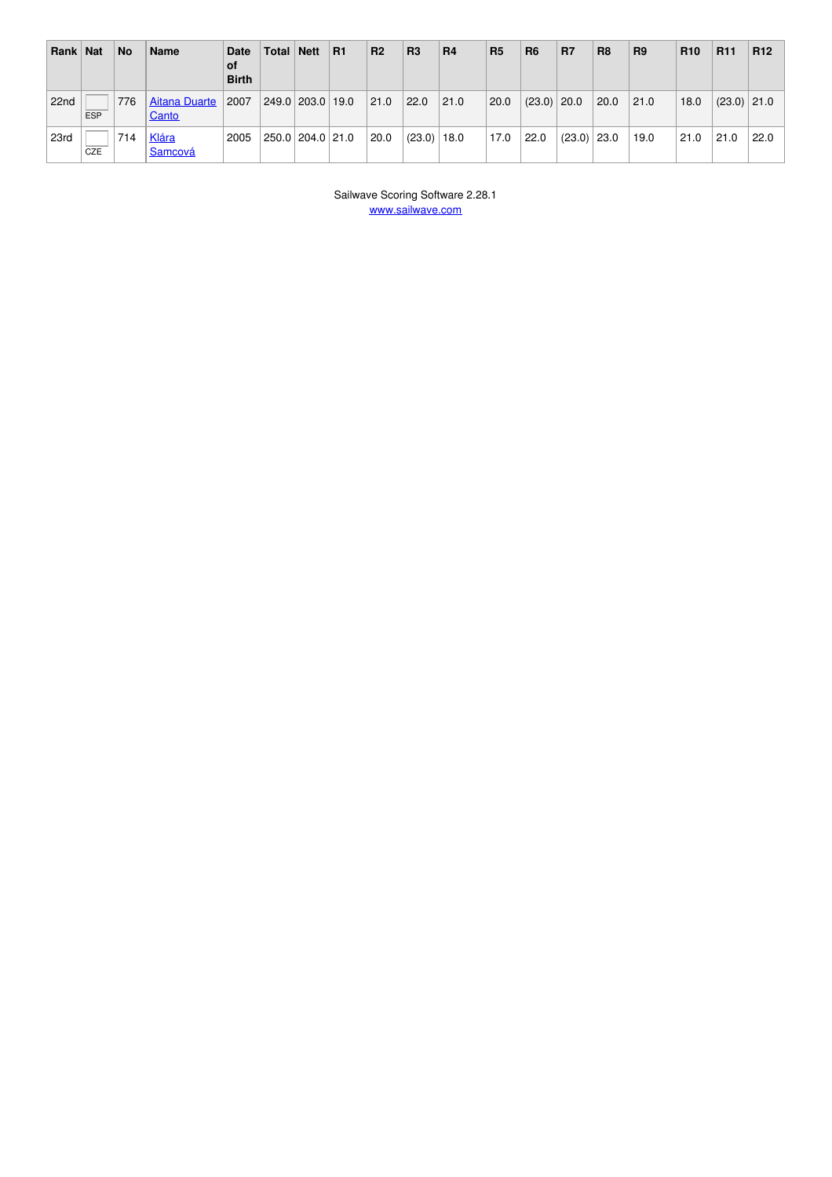| Rank | Nat | No | Name | Date of Birth | Total | Nett | R1 | R2 | R3 | R4 | R5 | R6 | R7 | R8 | R9 | R10 | R11 | R12 |
|---|---|---|---|---|---|---|---|---|---|---|---|---|---|---|---|---|---|---|
| 22nd | ESP | 776 | Aitana Duarte Canto | 2007 | 249.0 | 203.0 | 19.0 | 21.0 | 22.0 | 21.0 | 20.0 | (23.0) | 20.0 | 20.0 | 21.0 | 18.0 | (23.0) | 21.0 |
| 23rd | CZE | 714 | Klára Samcová | 2005 | 250.0 | 204.0 | 21.0 | 20.0 | (23.0) | 18.0 | 17.0 | 22.0 | (23.0) | 23.0 | 19.0 | 21.0 | 21.0 | 22.0 |

Sailwave Scoring Software 2.28.1
www.sailwave.com